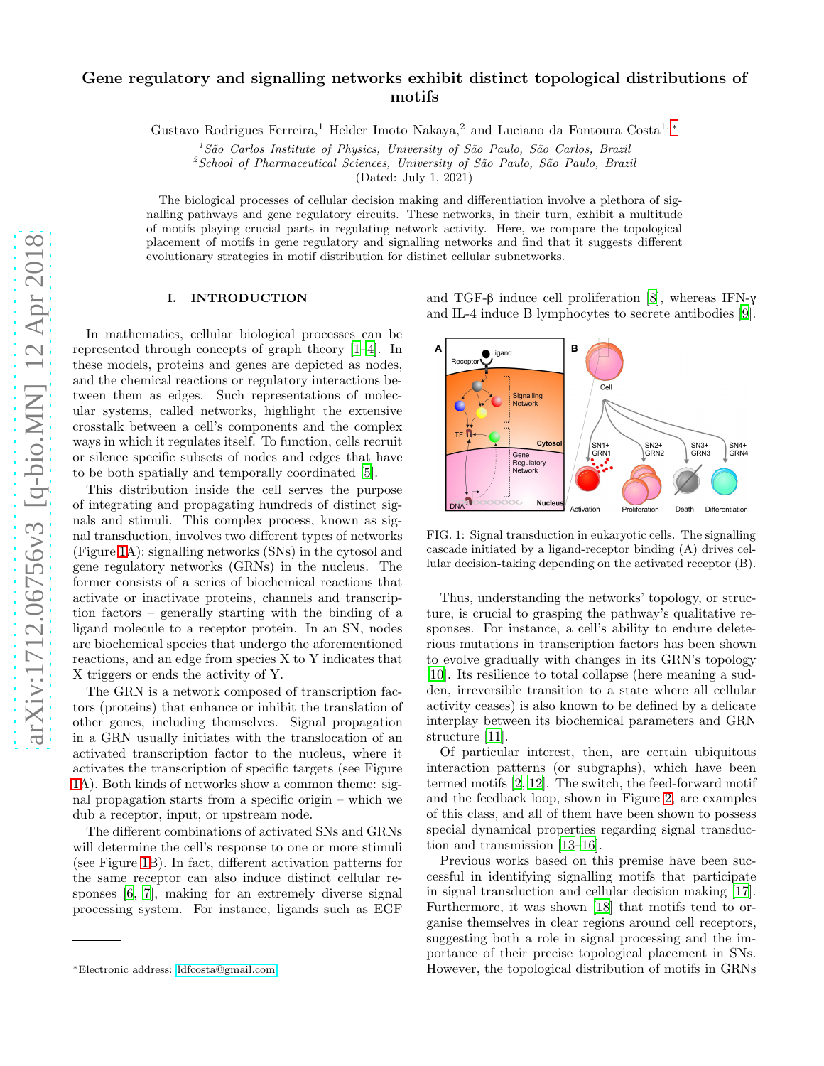# Gene regulatory and signalling networks exhibit distinct topological distributions of motifs

Gustavo Rodrigues Ferreira,[1] Helder Imoto Nakaya,[2] and Luciano da Fontoura Costa[1,*]

[1] *São Carlos Institute of Physics, University of São Paulo, São Carlos, Brazil*
[2] *School of Pharmaceutical Sciences, University of São Paulo, São Paulo, Brazil*

(Dated: July 1, 2021)

The biological processes of cellular decision making and differentiation involve a plethora of signalling pathways and gene regulatory circuits. These networks, in their turn, exhibit a multitude of motifs playing crucial parts in regulating network activity. Here, we compare the topological placement of motifs in gene regulatory and signalling networks and find that it suggests different evolutionary strategies in motif distribution for distinct cellular subnetworks.

## I. INTRODUCTION

In mathematics, cellular biological processes can be represented through concepts of graph theory [1–4]. In these models, proteins and genes are depicted as nodes, and the chemical reactions or regulatory interactions between them as edges. Such representations of molecular systems, called networks, highlight the extensive crosstalk between a cell's components and the complex ways in which it regulates itself. To function, cells recruit or silence specific subsets of nodes and edges that have to be both spatially and temporally coordinated [5].

This distribution inside the cell serves the purpose of integrating and propagating hundreds of distinct signals and stimuli. This complex process, known as signal transduction, involves two different types of networks (Figure 1A): signalling networks (SNs) in the cytosol and gene regulatory networks (GRNs) in the nucleus. The former consists of a series of biochemical reactions that activate or inactivate proteins, channels and transcription factors – generally starting with the binding of a ligand molecule to a receptor protein. In an SN, nodes are biochemical species that undergo the aforementioned reactions, and an edge from species X to Y indicates that X triggers or ends the activity of Y.

The GRN is a network composed of transcription factors (proteins) that enhance or inhibit the translation of other genes, including themselves. Signal propagation in a GRN usually initiates with the translocation of an activated transcription factor to the nucleus, where it activates the transcription of specific targets (see Figure 1A). Both kinds of networks show a common theme: signal propagation starts from a specific origin – which we dub a receptor, input, or upstream node.

The different combinations of activated SNs and GRNs will determine the cell's response to one or more stimuli (see Figure 1B). In fact, different activation patterns for the same receptor can also induce distinct cellular responses [6, 7], making for an extremely diverse signal processing system. For instance, ligands such as EGF and TGF-β induce cell proliferation [8], whereas IFN-γ and IL-4 induce B lymphocytes to secrete antibodies [9].

FIG. 1: Signal transduction in eukaryotic cells. The signalling cascade initiated by a ligand-receptor binding (A) drives cellular decision-taking depending on the activated receptor (B).

Thus, understanding the networks' topology, or structure, is crucial to grasping the pathway's qualitative responses. For instance, a cell's ability to endure deleterious mutations in transcription factors has been shown to evolve gradually with changes in its GRN's topology [10]. Its resilience to total collapse (here meaning a sudden, irreversible transition to a state where all cellular activity ceases) is also known to be defined by a delicate interplay between its biochemical parameters and GRN structure [11].

Of particular interest, then, are certain ubiquitous interaction patterns (or subgraphs), which have been termed motifs [2, 12]. The switch, the feed-forward motif and the feedback loop, shown in Figure 2, are examples of this class, and all of them have been shown to possess special dynamical properties regarding signal transduction and transmission [13–16].

Previous works based on this premise have been successful in identifying signalling motifs that participate in signal transduction and cellular decision making [17]. Furthermore, it was shown [18] that motifs tend to organise themselves in clear regions around cell receptors, suggesting both a role in signal processing and the importance of their precise topological placement in SNs. However, the topological distribution of motifs in GRNs

*Electronic address: ldfcosta@gmail.com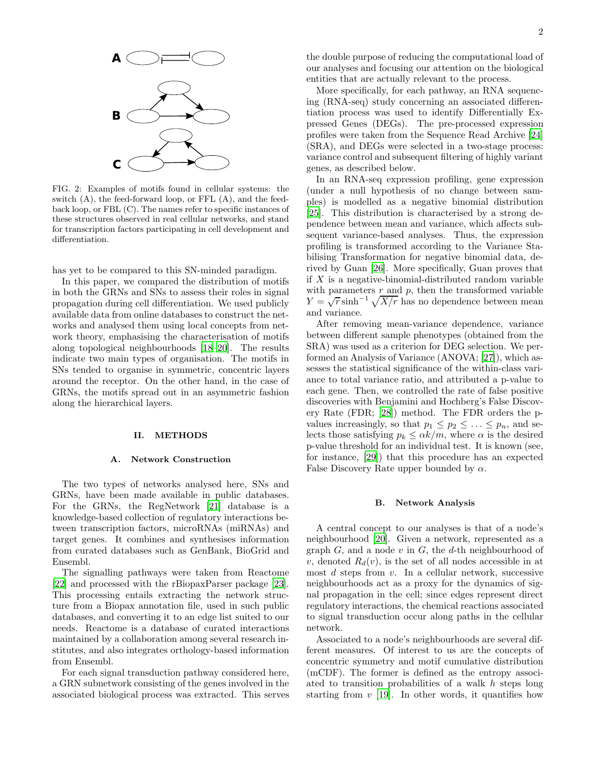FIG. 2: Examples of motifs found in cellular systems: the switch (A), the feed-forward loop, or FFL (A), and the feedback loop, or FBL (C). The names refer to specific instances of these structures observed in real cellular networks, and stand for transcription factors participating in cell development and differentiation.

has yet to be compared to this SN-minded paradigm.

In this paper, we compared the distribution of motifs in both the GRNs and SNs to assess their roles in signal propagation during cell differentiation. We used publicly available data from online databases to construct the networks and analysed them using local concepts from network theory, emphasising the characterisation of motifs along topological neighbourhoods [18–20]. The results indicate two main types of organisation. The motifs in SNs tended to organise in symmetric, concentric layers around the receptor. On the other hand, in the case of GRNs, the motifs spread out in an asymmetric fashion along the hierarchical layers.

## II. METHODS

### A. Network Construction

The two types of networks analysed here, SNs and GRNs, have been made available in public databases. For the GRNs, the RegNetwork [21] database is a knowledge-based collection of regulatory interactions between transcription factors, microRNAs (miRNAs) and target genes. It combines and synthesises information from curated databases such as GenBank, BioGrid and Ensembl.

The signalling pathways were taken from Reactome [22] and processed with the rBiopaxParser package [23]. This processing entails extracting the network structure from a Biopax annotation file, used in such public databases, and converting it to an edge list suited to our needs. Reactome is a database of curated interactions maintained by a collaboration among several research institutes, and also integrates orthology-based information from Ensembl.

For each signal transduction pathway considered here, a GRN subnetwork consisting of the genes involved in the associated biological process was extracted. This serves the double purpose of reducing the computational load of our analyses and focusing our attention on the biological entities that are actually relevant to the process.

More specifically, for each pathway, an RNA sequencing (RNA-seq) study concerning an associated differentiation process was used to identify Differentially Expressed Genes (DEGs). The pre-processed expression profiles were taken from the Sequence Read Archive [24] (SRA), and DEGs were selected in a two-stage process: variance control and subsequent filtering of highly variant genes, as described below.

In an RNA-seq expression profiling, gene expression (under a null hypothesis of no change between samples) is modelled as a negative binomial distribution [25]. This distribution is characterised by a strong dependence between mean and variance, which affects subsequent variance-based analyses. Thus, the expression profiling is transformed according to the Variance Stabilising Transformation for negative binomial data, derived by Guan [26]. More specifically, Guan proves that if $X$ is a negative-binomial-distributed random variable with parameters $r$ and $p$, then the transformed variable $Y = \sqrt{r} \sinh^{-1} \sqrt{X/r}$ has no dependence between mean and variance.

After removing mean-variance dependence, variance between different sample phenotypes (obtained from the SRA) was used as a criterion for DEG selection. We performed an Analysis of Variance (ANOVA; [27]), which assesses the statistical significance of the within-class variance to total variance ratio, and attributed a p-value to each gene. Then, we controlled the rate of false positive discoveries with Benjamini and Hochberg's False Discovery Rate (FDR; [28]) method. The FDR orders the p-values increasingly, so that $p_1 \leq p_2 \leq \ldots \leq p_n$, and selects those satisfying $p_k \leq \alpha k/m$, where $\alpha$ is the desired p-value threshold for an individual test. It is known (see, for instance, [29]) that this procedure has an expected False Discovery Rate upper bounded by $\alpha$.

### B. Network Analysis

A central concept to our analyses is that of a node's neighbourhood [20]. Given a network, represented as a graph $G$, and a node $v$ in $G$, the $d$-th neighbourhood of $v$, denoted $R_d(v)$, is the set of all nodes accessible in at most $d$ steps from $v$. In a cellular network, successive neighbourhoods act as a proxy for the dynamics of signal propagation in the cell; since edges represent direct regulatory interactions, the chemical reactions associated to signal transduction occur along paths in the cellular network.

Associated to a node's neighbourhoods are several different measures. Of interest to us are the concepts of concentric symmetry and motif cumulative distribution (mCDF). The former is defined as the entropy associated to transition probabilities of a walk $h$ steps long starting from $v$ [19]. In other words, it quantifies how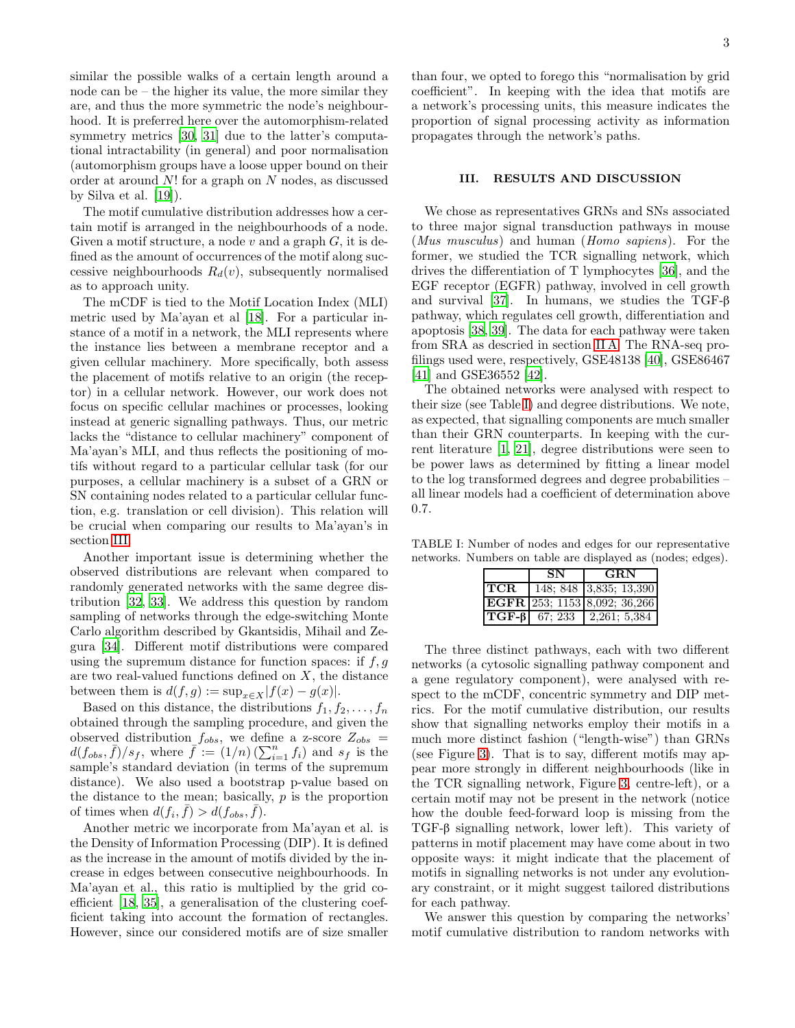similar the possible walks of a certain length around a node can be – the higher its value, the more similar they are, and thus the more symmetric the node's neighbourhood. It is preferred here over the automorphism-related symmetry metrics [30, 31] due to the latter's computational intractability (in general) and poor normalisation (automorphism groups have a loose upper bound on their order at around $N!$ for a graph on $N$ nodes, as discussed by Silva et al. [19]).

The motif cumulative distribution addresses how a certain motif is arranged in the neighbourhoods of a node. Given a motif structure, a node $v$ and a graph $G$, it is defined as the amount of occurrences of the motif along successive neighbourhoods $R_d(v)$, subsequently normalised as to approach unity.

The mCDF is tied to the Motif Location Index (MLI) metric used by Ma'ayan et al [18]. For a particular instance of a motif in a network, the MLI represents where the instance lies between a membrane receptor and a given cellular machinery. More specifically, both assess the placement of motifs relative to an origin (the receptor) in a cellular network. However, our work does not focus on specific cellular machines or processes, looking instead at generic signalling pathways. Thus, our metric lacks the "distance to cellular machinery" component of Ma'ayan's MLI, and thus reflects the positioning of motifs without regard to a particular cellular task (for our purposes, a cellular machinery is a subset of a GRN or SN containing nodes related to a particular cellular function, e.g. translation or cell division). This relation will be crucial when comparing our results to Ma'ayan's in section III.

Another important issue is determining whether the observed distributions are relevant when compared to randomly generated networks with the same degree distribution [32, 33]. We address this question by random sampling of networks through the edge-switching Monte Carlo algorithm described by Gkantsidis, Mihail and Zegura [34]. Different motif distributions were compared using the supremum distance for function spaces: if $f, g$ are two real-valued functions defined on $X$, the distance between them is $d(f, g) := \sup_{x \in X} |f(x) - g(x)|$.

Based on this distance, the distributions $f_1, f_2, \ldots, f_n$ obtained through the sampling procedure, and given the observed distribution $f_{obs}$, we define a z-score $Z_{obs} = d(f_{obs}, \bar{f})/s_f$, where $\bar{f} := (1/n)\left(\sum_{i=1}^{n} f_i\right)$ and $s_f$ is the sample's standard deviation (in terms of the supremum distance). We also used a bootstrap p-value based on the distance to the mean; basically, $p$ is the proportion of times when $d(f_i, \bar{f}) > d(f_{obs}, \bar{f})$.

Another metric we incorporate from Ma'ayan et al. is the Density of Information Processing (DIP). It is defined as the increase in the amount of motifs divided by the increase in edges between consecutive neighbourhoods. In Ma'ayan et al., this ratio is multiplied by the grid coefficient [18, 35], a generalisation of the clustering coefficient taking into account the formation of rectangles. However, since our considered motifs are of size smaller than four, we opted to forego this "normalisation by grid coefficient". In keeping with the idea that motifs are a network's processing units, this measure indicates the proportion of signal processing activity as information propagates through the network's paths.

## III. RESULTS AND DISCUSSION

We chose as representatives GRNs and SNs associated to three major signal transduction pathways in mouse (*Mus musculus*) and human (*Homo sapiens*). For the former, we studied the TCR signalling network, which drives the differentiation of T lymphocytes [36], and the EGF receptor (EGFR) pathway, involved in cell growth and survival [37]. In humans, we studies the TGF-β pathway, which regulates cell growth, differentiation and apoptosis [38, 39]. The data for each pathway were taken from SRA as descried in section II A. The RNA-seq profilings used were, respectively, GSE48138 [40], GSE86467 [41] and GSE36552 [42].

The obtained networks were analysed with respect to their size (see Table I) and degree distributions. We note, as expected, that signalling components are much smaller than their GRN counterparts. In keeping with the current literature [1, 21], degree distributions were seen to be power laws as determined by fitting a linear model to the log transformed degrees and degree probabilities – all linear models had a coefficient of determination above 0.7.

TABLE I: Number of nodes and edges for our representative networks. Numbers on table are displayed as (nodes; edges).

| | SN | GRN |
|---|---|---|
| **TCR** | 148; 848 | 3,835; 13,390 |
| **EGFR** | 253; 1153 | 8,092; 36,266 |
| **TGF-β** | 67; 233 | 2,261; 5,384 |

The three distinct pathways, each with two different networks (a cytosolic signalling pathway component and a gene regulatory component), were analysed with respect to the mCDF, concentric symmetry and DIP metrics. For the motif cumulative distribution, our results show that signalling networks employ their motifs in a much more distinct fashion ("length-wise") than GRNs (see Figure 3). That is to say, different motifs may appear more strongly in different neighbourhoods (like in the TCR signalling network, Figure 3, centre-left), or a certain motif may not be present in the network (notice how the double feed-forward loop is missing from the TGF-β signalling network, lower left). This variety of patterns in motif placement may have come about in two opposite ways: it might indicate that the placement of motifs in signalling networks is not under any evolutionary constraint, or it might suggest tailored distributions for each pathway.

We answer this question by comparing the networks' motif cumulative distribution to random networks with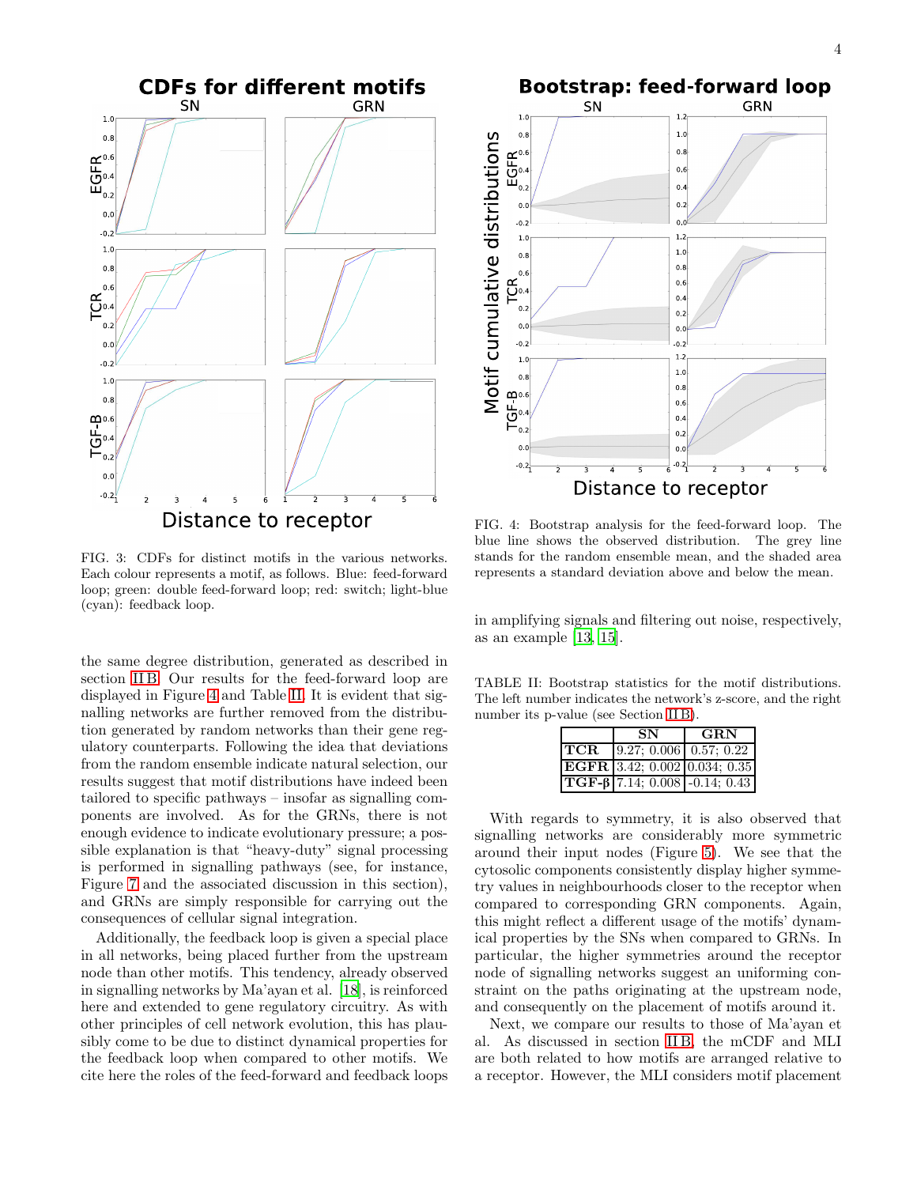FIG. 3: CDFs for distinct motifs in the various networks. Each colour represents a motif, as follows. Blue: feed-forward loop; green: double feed-forward loop; red: switch; light-blue (cyan): feedback loop.

FIG. 4: Bootstrap analysis for the feed-forward loop. The blue line shows the observed distribution. The grey line stands for the random ensemble mean, and the shaded area represents a standard deviation above and below the mean.

the same degree distribution, generated as described in section II B. Our results for the feed-forward loop are displayed in Figure 4 and Table II. It is evident that signalling networks are further removed from the distribution generated by random networks than their gene regulatory counterparts. Following the idea that deviations from the random ensemble indicate natural selection, our results suggest that motif distributions have indeed been tailored to specific pathways – insofar as signalling components are involved. As for the GRNs, there is not enough evidence to indicate evolutionary pressure; a possible explanation is that "heavy-duty" signal processing is performed in signalling pathways (see, for instance, Figure 7 and the associated discussion in this section), and GRNs are simply responsible for carrying out the consequences of cellular signal integration.

Additionally, the feedback loop is given a special place in all networks, being placed further from the upstream node than other motifs. This tendency, already observed in signalling networks by Ma'ayan et al. [18], is reinforced here and extended to gene regulatory circuitry. As with other principles of cell network evolution, this has plausibly come to be due to distinct dynamical properties for the feedback loop when compared to other motifs. We cite here the roles of the feed-forward and feedback loops in amplifying signals and filtering out noise, respectively, as an example [13, 15].

TABLE II: Bootstrap statistics for the motif distributions. The left number indicates the network's z-score, and the right number its p-value (see Section II B).

| | SN | GRN |
|---|---|---|
| **TCR** | 9.27; 0.006 | 0.57; 0.22 |
| **EGFR** | 3.42; 0.002 | 0.034; 0.35 |
| **TGF-β** | 7.14; 0.008 | -0.14; 0.43 |

With regards to symmetry, it is also observed that signalling networks are considerably more symmetric around their input nodes (Figure 5). We see that the cytosolic components consistently display higher symmetry values in neighbourhoods closer to the receptor when compared to corresponding GRN components. Again, this might reflect a different usage of the motifs' dynamical properties by the SNs when compared to GRNs. In particular, the higher symmetries around the receptor node of signalling networks suggest an uniforming constraint on the paths originating at the upstream node, and consequently on the placement of motifs around it.

Next, we compare our results to those of Ma'ayan et al. As discussed in section II B, the mCDF and MLI are both related to how motifs are arranged relative to a receptor. However, the MLI considers motif placement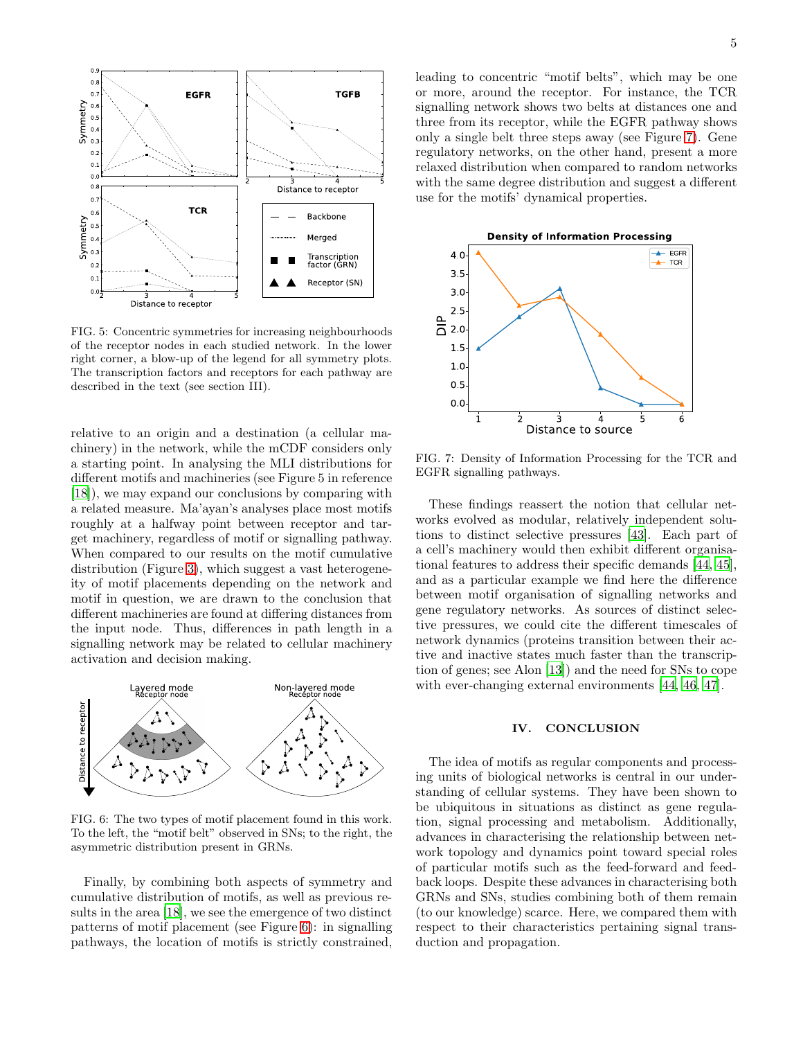FIG. 5: Concentric symmetries for increasing neighbourhoods of the receptor nodes in each studied network. In the lower right corner, a blow-up of the legend for all symmetry plots. The transcription factors and receptors for each pathway are described in the text (see section III).

relative to an origin and a destination (a cellular machinery) in the network, while the mCDF considers only a starting point. In analysing the MLI distributions for different motifs and machineries (see Figure 5 in reference [18]), we may expand our conclusions by comparing with a related measure. Ma'ayan's analyses place most motifs roughly at a halfway point between receptor and target machinery, regardless of motif or signalling pathway. When compared to our results on the motif cumulative distribution (Figure 3), which suggest a vast heterogeneity of motif placements depending on the network and motif in question, we are drawn to the conclusion that different machineries are found at differing distances from the input node. Thus, differences in path length in a signalling network may be related to cellular machinery activation and decision making.

FIG. 6: The two types of motif placement found in this work. To the left, the "motif belt" observed in SNs; to the right, the asymmetric distribution present in GRNs.

Finally, by combining both aspects of symmetry and cumulative distribution of motifs, as well as previous results in the area [18], we see the emergence of two distinct patterns of motif placement (see Figure 6): in signalling pathways, the location of motifs is strictly constrained, leading to concentric "motif belts", which may be one or more, around the receptor. For instance, the TCR signalling network shows two belts at distances one and three from its receptor, while the EGFR pathway shows only a single belt three steps away (see Figure 7). Gene regulatory networks, on the other hand, present a more relaxed distribution when compared to random networks with the same degree distribution and suggest a different use for the motifs' dynamical properties.

FIG. 7: Density of Information Processing for the TCR and EGFR signalling pathways.

These findings reassert the notion that cellular networks evolved as modular, relatively independent solutions to distinct selective pressures [43]. Each part of a cell's machinery would then exhibit different organisational features to address their specific demands [44, 45], and as a particular example we find here the difference between motif organisation of signalling networks and gene regulatory networks. As sources of distinct selective pressures, we could cite the different timescales of network dynamics (proteins transition between their active and inactive states much faster than the transcription of genes; see Alon [13]) and the need for SNs to cope with ever-changing external environments [44, 46, 47].

## IV. CONCLUSION

The idea of motifs as regular components and processing units of biological networks is central in our understanding of cellular systems. They have been shown to be ubiquitous in situations as distinct as gene regulation, signal processing and metabolism. Additionally, advances in characterising the relationship between network topology and dynamics point toward special roles of particular motifs such as the feed-forward and feedback loops. Despite these advances in characterising both GRNs and SNs, studies combining both of them remain (to our knowledge) scarce. Here, we compared them with respect to their characteristics pertaining signal transduction and propagation.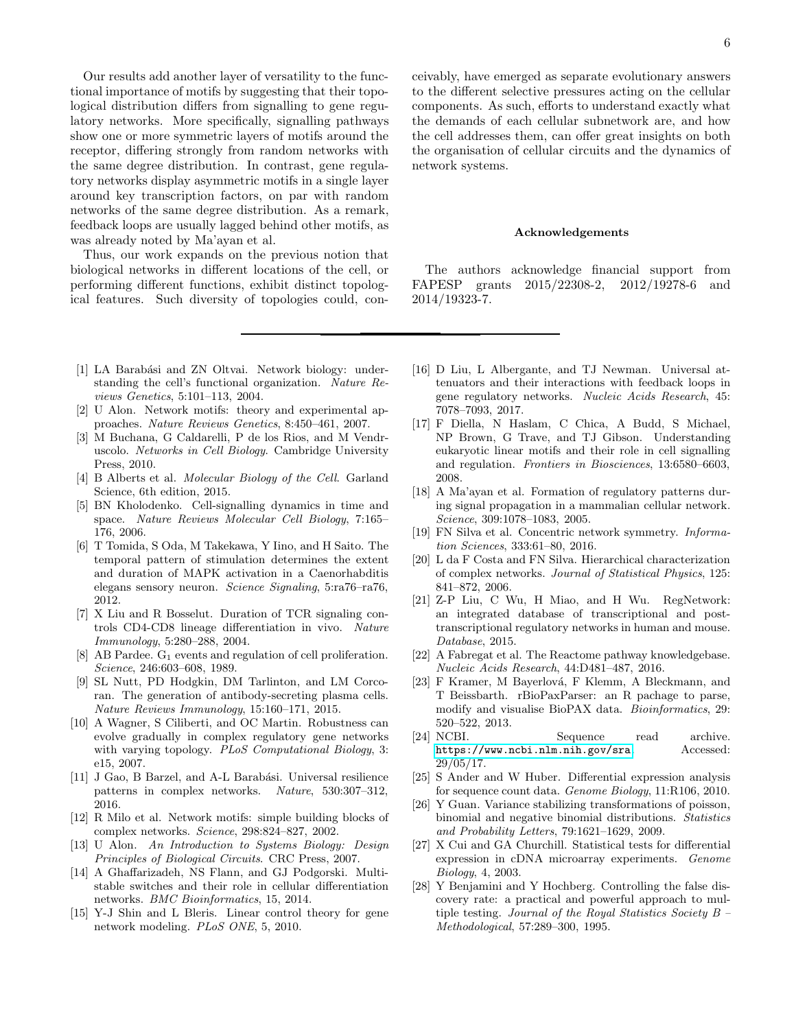Our results add another layer of versatility to the functional importance of motifs by suggesting that their topological distribution differs from signalling to gene regulatory networks. More specifically, signalling pathways show one or more symmetric layers of motifs around the receptor, differing strongly from random networks with the same degree distribution. In contrast, gene regulatory networks display asymmetric motifs in a single layer around key transcription factors, on par with random networks of the same degree distribution. As a remark, feedback loops are usually lagged behind other motifs, as was already noted by Ma'ayan et al.

Thus, our work expands on the previous notion that biological networks in different locations of the cell, or performing different functions, exhibit distinct topological features. Such diversity of topologies could, conceivably, have emerged as separate evolutionary answers to the different selective pressures acting on the cellular components. As such, efforts to understand exactly what the demands of each cellular subnetwork are, and how the cell addresses them, can offer great insights on both the organisation of cellular circuits and the dynamics of network systems.

### Acknowledgements

The authors acknowledge financial support from FAPESP grants 2015/22308-2, 2012/19278-6 and 2014/19323-7.

---

[1] LA Barabási and ZN Oltvai. Network biology: understanding the cell's functional organization. *Nature Reviews Genetics*, 5:101–113, 2004.

[2] U Alon. Network motifs: theory and experimental approaches. *Nature Reviews Genetics*, 8:450–461, 2007.

[3] M Buchana, G Caldarelli, P de los Rios, and M Vendruscolo. *Networks in Cell Biology*. Cambridge University Press, 2010.

[4] B Alberts et al. *Molecular Biology of the Cell*. Garland Science, 6th edition, 2015.

[5] BN Kholodenko. Cell-signalling dynamics in time and space. *Nature Reviews Molecular Cell Biology*, 7:165–176, 2006.

[6] T Tomida, S Oda, M Takekawa, Y Iino, and H Saito. The temporal pattern of stimulation determines the extent and duration of MAPK activation in a Caenorhabditis elegans sensory neuron. *Science Signaling*, 5:ra76–ra76, 2012.

[7] X Liu and R Bosselut. Duration of TCR signaling controls CD4-CD8 lineage differentiation in vivo. *Nature Immunology*, 5:280–288, 2004.

[8] AB Pardee. $G_1$ events and regulation of cell proliferation. *Science*, 246:603–608, 1989.

[9] SL Nutt, PD Hodgkin, DM Tarlinton, and LM Corcoran. The generation of antibody-secreting plasma cells. *Nature Reviews Immunology*, 15:160–171, 2015.

[10] A Wagner, S Ciliberti, and OC Martin. Robustness can evolve gradually in complex regulatory gene networks with varying topology. *PLoS Computational Biology*, 3: e15, 2007.

[11] J Gao, B Barzel, and A-L Barabási. Universal resilience patterns in complex networks. *Nature*, 530:307–312, 2016.

[12] R Milo et al. Network motifs: simple building blocks of complex networks. *Science*, 298:824–827, 2002.

[13] U Alon. *An Introduction to Systems Biology: Design Principles of Biological Circuits*. CRC Press, 2007.

[14] A Ghaffarizadeh, NS Flann, and GJ Podgorski. Multistable switches and their role in cellular differentiation networks. *BMC Bioinformatics*, 15, 2014.

[15] Y-J Shin and L Bleris. Linear control theory for gene network modeling. *PLoS ONE*, 5, 2010.

[16] D Liu, L Albergante, and TJ Newman. Universal attenuators and their interactions with feedback loops in gene regulatory networks. *Nucleic Acids Research*, 45: 7078–7093, 2017.

[17] F Diella, N Haslam, C Chica, A Budd, S Michael, NP Brown, G Trave, and TJ Gibson. Understanding eukaryotic linear motifs and their role in cell signalling and regulation. *Frontiers in Biosciences*, 13:6580–6603, 2008.

[18] A Ma'ayan et al. Formation of regulatory patterns during signal propagation in a mammalian cellular network. *Science*, 309:1078–1083, 2005.

[19] FN Silva et al. Concentric network symmetry. *Information Sciences*, 333:61–80, 2016.

[20] L da F Costa and FN Silva. Hierarchical characterization of complex networks. *Journal of Statistical Physics*, 125: 841–872, 2006.

[21] Z-P Liu, C Wu, H Miao, and H Wu. RegNetwork: an integrated database of transcriptional and post-transcriptional regulatory networks in human and mouse. *Database*, 2015.

[22] A Fabregat et al. The Reactome pathway knowledgebase. *Nucleic Acids Research*, 44:D481–487, 2016.

[23] F Kramer, M Bayerlová, F Klemm, A Bleckmann, and T Beissbarth. rBioPaxParser: an R pachage to parse, modify and visualise BioPAX data. *Bioinformatics*, 29: 520–522, 2013.

[24] NCBI. Sequence read archive. https://www.ncbi.nlm.nih.gov/sra Accessed: 29/05/17.

[25] S Ander and W Huber. Differential expression analysis for sequence count data. *Genome Biology*, 11:R106, 2010.

[26] Y Guan. Variance stabilizing transformations of poisson, binomial and negative binomial distributions. *Statistics and Probability Letters*, 79:1621–1629, 2009.

[27] X Cui and GA Churchill. Statistical tests for differential expression in cDNA microarray experiments. *Genome Biology*, 4, 2003.

[28] Y Benjamini and Y Hochberg. Controlling the false discovery rate: a practical and powerful approach to multiple testing. *Journal of the Royal Statistics Society B – Methodological*, 57:289–300, 1995.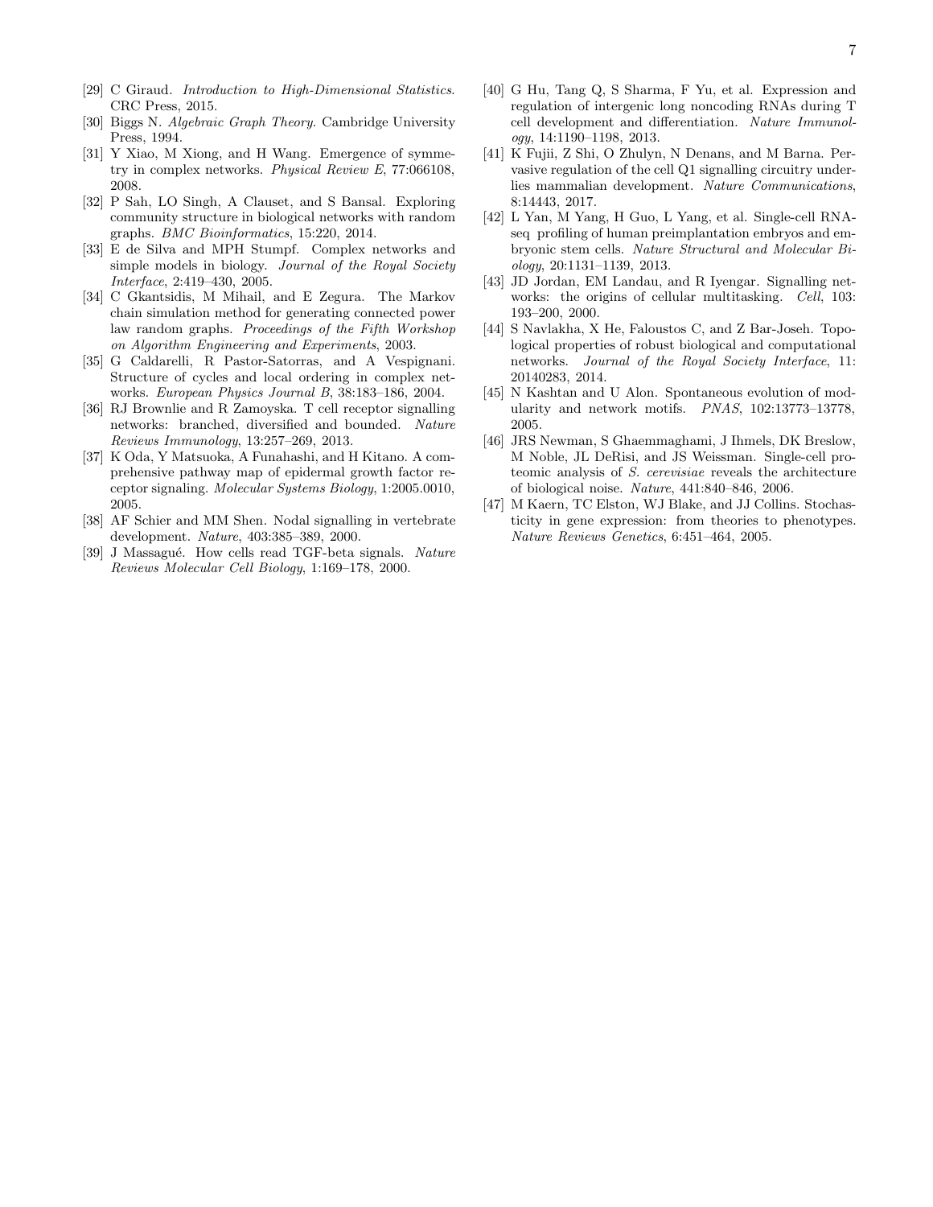[29] C Giraud. *Introduction to High-Dimensional Statistics*. CRC Press, 2015.

[30] Biggs N. *Algebraic Graph Theory*. Cambridge University Press, 1994.

[31] Y Xiao, M Xiong, and H Wang. Emergence of symmetry in complex networks. *Physical Review E*, 77:066108, 2008.

[32] P Sah, LO Singh, A Clauset, and S Bansal. Exploring community structure in biological networks with random graphs. *BMC Bioinformatics*, 15:220, 2014.

[33] E de Silva and MPH Stumpf. Complex networks and simple models in biology. *Journal of the Royal Society Interface*, 2:419–430, 2005.

[34] C Gkantsidis, M Mihail, and E Zegura. The Markov chain simulation method for generating connected power law random graphs. *Proceedings of the Fifth Workshop on Algorithm Engineering and Experiments*, 2003.

[35] G Caldarelli, R Pastor-Satorras, and A Vespignani. Structure of cycles and local ordering in complex networks. *European Physics Journal B*, 38:183–186, 2004.

[36] RJ Brownlie and R Zamoyska. T cell receptor signalling networks: branched, diversified and bounded. *Nature Reviews Immunology*, 13:257–269, 2013.

[37] K Oda, Y Matsuoka, A Funahashi, and H Kitano. A comprehensive pathway map of epidermal growth factor receptor signaling. *Molecular Systems Biology*, 1:2005.0010, 2005.

[38] AF Schier and MM Shen. Nodal signalling in vertebrate development. *Nature*, 403:385–389, 2000.

[39] J Massagué. How cells read TGF-beta signals. *Nature Reviews Molecular Cell Biology*, 1:169–178, 2000.

[40] G Hu, Tang Q, S Sharma, F Yu, et al. Expression and regulation of intergenic long noncoding RNAs during T cell development and differentiation. *Nature Immunology*, 14:1190–1198, 2013.

[41] K Fujii, Z Shi, O Zhulyn, N Denans, and M Barna. Pervasive regulation of the cell Q1 signalling circuitry underlies mammalian development. *Nature Communications*, 8:14443, 2017.

[42] L Yan, M Yang, H Guo, L Yang, et al. Single-cell RNA-seq profiling of human preimplantation embryos and embryonic stem cells. *Nature Structural and Molecular Biology*, 20:1131–1139, 2013.

[43] JD Jordan, EM Landau, and R Iyengar. Signalling networks: the origins of cellular multitasking. *Cell*, 103: 193–200, 2000.

[44] S Navlakha, X He, Faloustos C, and Z Bar-Joseh. Topological properties of robust biological and computational networks. *Journal of the Royal Society Interface*, 11: 20140283, 2014.

[45] N Kashtan and U Alon. Spontaneous evolution of modularity and network motifs. *PNAS*, 102:13773–13778, 2005.

[46] JRS Newman, S Ghaemmaghami, J Ihmels, DK Breslow, M Noble, JL DeRisi, and JS Weissman. Single-cell proteomic analysis of *S. cerevisiae* reveals the architecture of biological noise. *Nature*, 441:840–846, 2006.

[47] M Kaern, TC Elston, WJ Blake, and JJ Collins. Stochasticity in gene expression: from theories to phenotypes. *Nature Reviews Genetics*, 6:451–464, 2005.